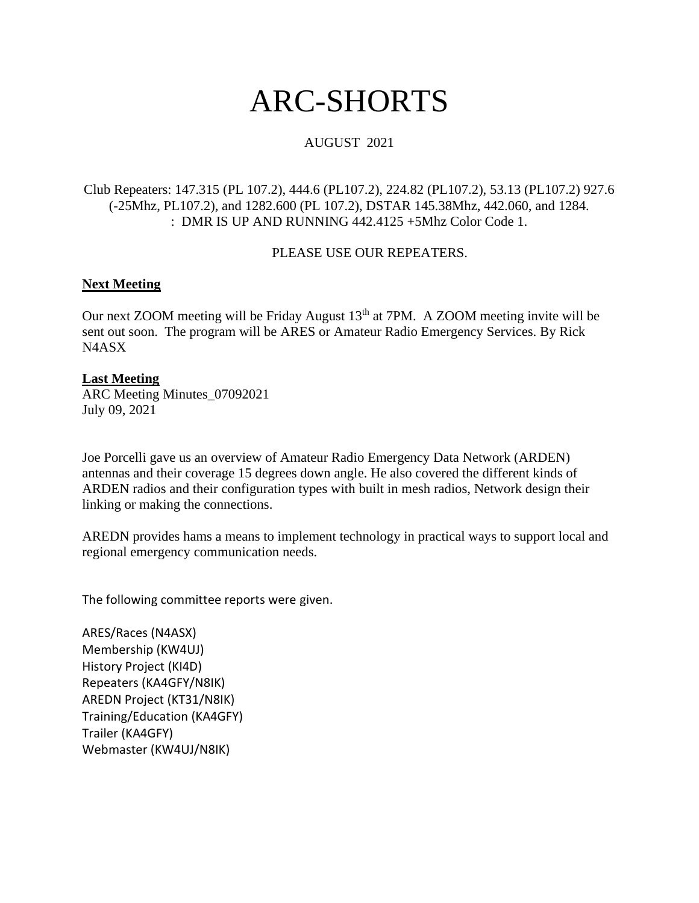# ARC-SHORTS

AUGUST 2021

Club Repeaters: 147.315 (PL 107.2), 444.6 (PL107.2), 224.82 (PL107.2), 53.13 (PL107.2) 927.6 (-25Mhz, PL107.2), and 1282.600 (PL 107.2), DSTAR 145.38Mhz, 442.060, and 1284. : DMR IS UP AND RUNNING 442.4125 +5Mhz Color Code 1.

PLEASE USE OUR REPEATERS.

## Next Meeting

Our next ZOOM meeting will be Friday August 13th at 7PM. A ZOOM meeting invite will be sent out soon. The program will be ARES or Amateur Radio Emergency Services. By Rick N4ASX

## Last Meeting

ARC Meeting Minutes_07092021
July 09, 2021

Joe Porcelli gave us an overview of Amateur Radio Emergency Data Network (ARDEN) antennas and their coverage 15 degrees down angle. He also covered the different kinds of ARDEN radios and their configuration types with built in mesh radios, Network design their linking or making the connections.

AREDN provides hams a means to implement technology in practical ways to support local and regional emergency communication needs.

The following committee reports were given.

ARES/Races (N4ASX)
Membership (KW4UJ)
History Project (KI4D)
Repeaters (KA4GFY/N8IK)
AREDN Project (KT31/N8IK)
Training/Education (KA4GFY)
Trailer (KA4GFY)
Webmaster (KW4UJ/N8IK)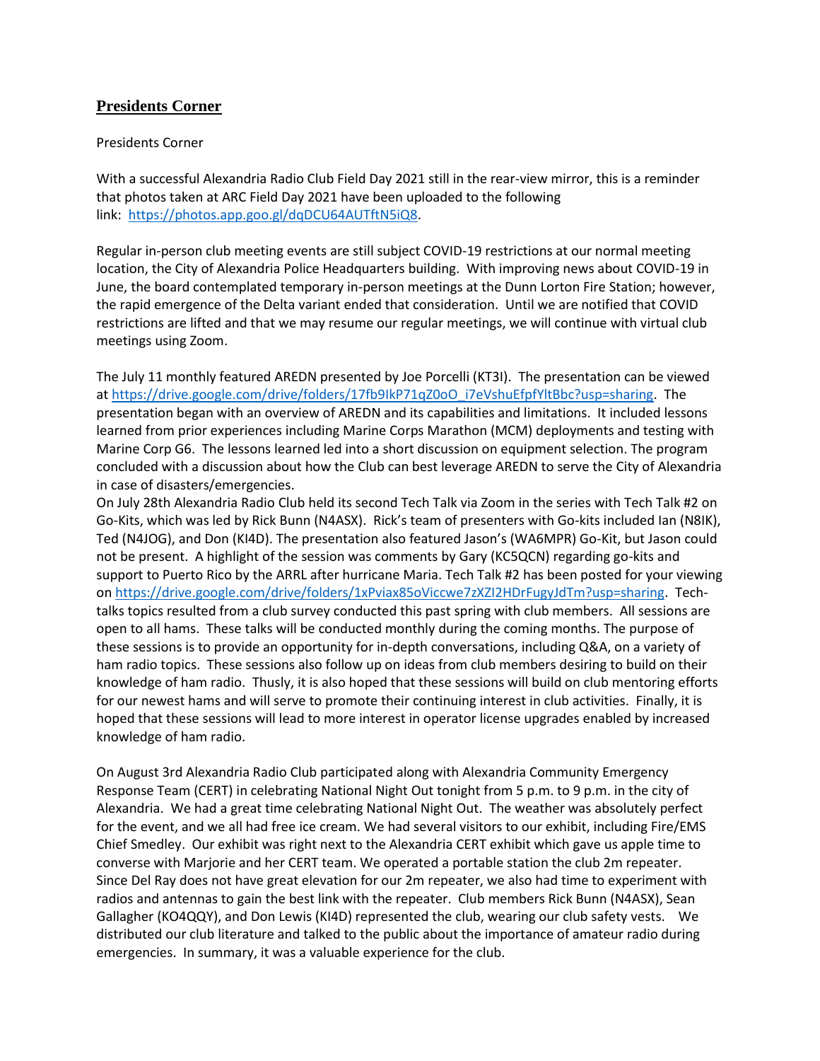## **Presidents Corner**

Presidents Corner

With a successful Alexandria Radio Club Field Day 2021 still in the rear-view mirror, this is a reminder that photos taken at ARC Field Day 2021 have been uploaded to the following link: https://photos.app.goo.gl/dqDCU64AUTftN5iQ8.

Regular in-person club meeting events are still subject COVID-19 restrictions at our normal meeting location, the City of Alexandria Police Headquarters building. With improving news about COVID-19 in June, the board contemplated temporary in-person meetings at the Dunn Lorton Fire Station; however, the rapid emergence of the Delta variant ended that consideration. Until we are notified that COVID restrictions are lifted and that we may resume our regular meetings, we will continue with virtual club meetings using Zoom.

The July 11 monthly featured AREDN presented by Joe Porcelli (KT3I). The presentation can be viewed at https://drive.google.com/drive/folders/17fb9IkP71qZ0oO_i7eVshuEfpfYltBbc?usp=sharing. The presentation began with an overview of AREDN and its capabilities and limitations. It included lessons learned from prior experiences including Marine Corps Marathon (MCM) deployments and testing with Marine Corp G6. The lessons learned led into a short discussion on equipment selection. The program concluded with a discussion about how the Club can best leverage AREDN to serve the City of Alexandria in case of disasters/emergencies.

On July 28th Alexandria Radio Club held its second Tech Talk via Zoom in the series with Tech Talk #2 on Go-Kits, which was led by Rick Bunn (N4ASX). Rick's team of presenters with Go-kits included Ian (N8IK), Ted (N4JOG), and Don (KI4D). The presentation also featured Jason's (WA6MPR) Go-Kit, but Jason could not be present. A highlight of the session was comments by Gary (KC5QCN) regarding go-kits and support to Puerto Rico by the ARRL after hurricane Maria. Tech Talk #2 has been posted for your viewing on https://drive.google.com/drive/folders/1xPviax85oViccwe7zXZI2HDrFugyJdTm?usp=sharing. Tech-talks topics resulted from a club survey conducted this past spring with club members. All sessions are open to all hams. These talks will be conducted monthly during the coming months. The purpose of these sessions is to provide an opportunity for in-depth conversations, including Q&A, on a variety of ham radio topics. These sessions also follow up on ideas from club members desiring to build on their knowledge of ham radio. Thusly, it is also hoped that these sessions will build on club mentoring efforts for our newest hams and will serve to promote their continuing interest in club activities. Finally, it is hoped that these sessions will lead to more interest in operator license upgrades enabled by increased knowledge of ham radio.

On August 3rd Alexandria Radio Club participated along with Alexandria Community Emergency Response Team (CERT) in celebrating National Night Out tonight from 5 p.m. to 9 p.m. in the city of Alexandria. We had a great time celebrating National Night Out. The weather was absolutely perfect for the event, and we all had free ice cream. We had several visitors to our exhibit, including Fire/EMS Chief Smedley. Our exhibit was right next to the Alexandria CERT exhibit which gave us apple time to converse with Marjorie and her CERT team. We operated a portable station the club 2m repeater. Since Del Ray does not have great elevation for our 2m repeater, we also had time to experiment with radios and antennas to gain the best link with the repeater. Club members Rick Bunn (N4ASX), Sean Gallagher (KO4QQY), and Don Lewis (KI4D) represented the club, wearing our club safety vests. We distributed our club literature and talked to the public about the importance of amateur radio during emergencies. In summary, it was a valuable experience for the club.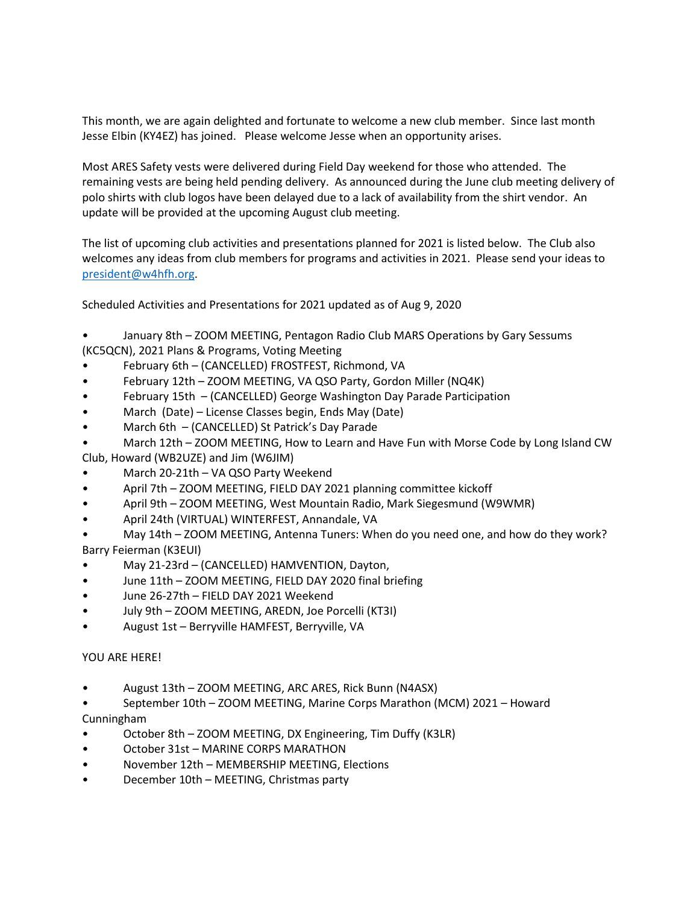This month, we are again delighted and fortunate to welcome a new club member. Since last month Jesse Elbin (KY4EZ) has joined. Please welcome Jesse when an opportunity arises.

Most ARES Safety vests were delivered during Field Day weekend for those who attended. The remaining vests are being held pending delivery. As announced during the June club meeting delivery of polo shirts with club logos have been delayed due to a lack of availability from the shirt vendor. An update will be provided at the upcoming August club meeting.

The list of upcoming club activities and presentations planned for 2021 is listed below. The Club also welcomes any ideas from club members for programs and activities in 2021. Please send your ideas to president@w4hfh.org.

Scheduled Activities and Presentations for 2021 updated as of Aug 9, 2020

- January 8th – ZOOM MEETING, Pentagon Radio Club MARS Operations by Gary Sessums (KC5QCN), 2021 Plans & Programs, Voting Meeting
- February 6th – (CANCELLED) FROSTFEST, Richmond, VA
- February 12th – ZOOM MEETING, VA QSO Party, Gordon Miller (NQ4K)
- February 15th – (CANCELLED) George Washington Day Parade Participation
- March (Date) – License Classes begin, Ends May (Date)
- March 6th – (CANCELLED) St Patrick's Day Parade
- March 12th – ZOOM MEETING, How to Learn and Have Fun with Morse Code by Long Island CW Club, Howard (WB2UZE) and Jim (W6JIM)
- March 20-21th – VA QSO Party Weekend
- April 7th – ZOOM MEETING, FIELD DAY 2021 planning committee kickoff
- April 9th – ZOOM MEETING, West Mountain Radio, Mark Siegesmund (W9WMR)
- April 24th (VIRTUAL) WINTERFEST, Annandale, VA
- May 14th – ZOOM MEETING, Antenna Tuners: When do you need one, and how do they work? Barry Feierman (K3EUI)
- May 21-23rd – (CANCELLED) HAMVENTION, Dayton,
- June 11th – ZOOM MEETING, FIELD DAY 2020 final briefing
- June 26-27th – FIELD DAY 2021 Weekend
- July 9th – ZOOM MEETING, AREDN, Joe Porcelli (KT3I)
- August 1st – Berryville HAMFEST, Berryville, VA

YOU ARE HERE!

- August 13th – ZOOM MEETING, ARC ARES, Rick Bunn (N4ASX)
- September 10th – ZOOM MEETING, Marine Corps Marathon (MCM) 2021 – Howard Cunningham
- October 8th – ZOOM MEETING, DX Engineering, Tim Duffy (K3LR)
- October 31st – MARINE CORPS MARATHON
- November 12th – MEMBERSHIP MEETING, Elections
- December 10th – MEETING, Christmas party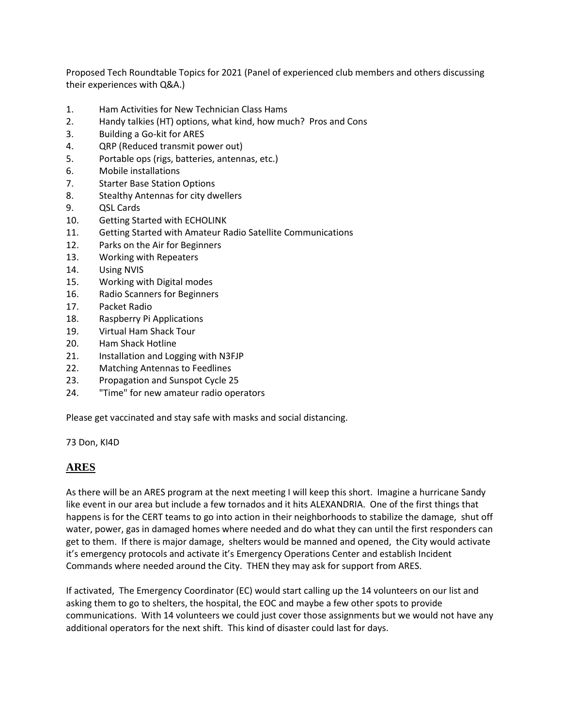Proposed Tech Roundtable Topics for 2021 (Panel of experienced club members and others discussing their experiences with Q&A.)

1. Ham Activities for New Technician Class Hams
2. Handy talkies (HT) options, what kind, how much? Pros and Cons
3. Building a Go-kit for ARES
4. QRP (Reduced transmit power out)
5. Portable ops (rigs, batteries, antennas, etc.)
6. Mobile installations
7. Starter Base Station Options
8. Stealthy Antennas for city dwellers
9. QSL Cards
10. Getting Started with ECHOLINK
11. Getting Started with Amateur Radio Satellite Communications
12. Parks on the Air for Beginners
13. Working with Repeaters
14. Using NVIS
15. Working with Digital modes
16. Radio Scanners for Beginners
17. Packet Radio
18. Raspberry Pi Applications
19. Virtual Ham Shack Tour
20. Ham Shack Hotline
21. Installation and Logging with N3FJP
22. Matching Antennas to Feedlines
23. Propagation and Sunspot Cycle 25
24. "Time" for new amateur radio operators

Please get vaccinated and stay safe with masks and social distancing.

73 Don, KI4D

## ARES

As there will be an ARES program at the next meeting I will keep this short. Imagine a hurricane Sandy like event in our area but include a few tornados and it hits ALEXANDRIA. One of the first things that happens is for the CERT teams to go into action in their neighborhoods to stabilize the damage, shut off water, power, gas in damaged homes where needed and do what they can until the first responders can get to them. If there is major damage, shelters would be manned and opened, the City would activate it's emergency protocols and activate it's Emergency Operations Center and establish Incident Commands where needed around the City. THEN they may ask for support from ARES.

If activated, The Emergency Coordinator (EC) would start calling up the 14 volunteers on our list and asking them to go to shelters, the hospital, the EOC and maybe a few other spots to provide communications. With 14 volunteers we could just cover those assignments but we would not have any additional operators for the next shift. This kind of disaster could last for days.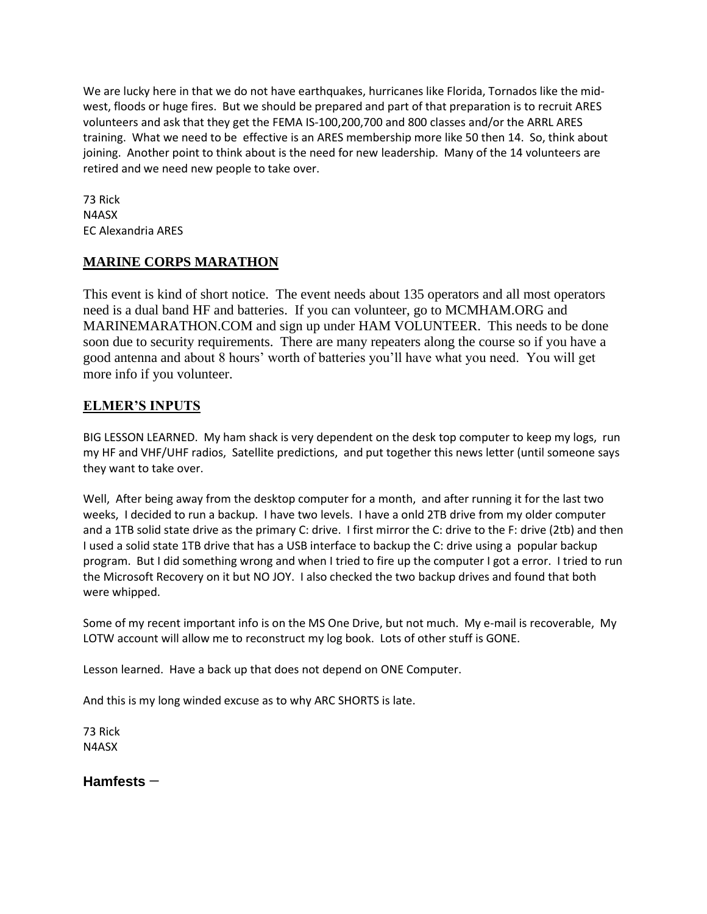We are lucky here in that we do not have earthquakes, hurricanes like Florida, Tornados like the mid-west, floods or huge fires. But we should be prepared and part of that preparation is to recruit ARES volunteers and ask that they get the FEMA IS-100,200,700 and 800 classes and/or the ARRL ARES training. What we need to be effective is an ARES membership more like 50 then 14. So, think about joining. Another point to think about is the need for new leadership. Many of the 14 volunteers are retired and we need new people to take over.

73 Rick
N4ASX
EC Alexandria ARES

## MARINE CORPS MARATHON

This event is kind of short notice. The event needs about 135 operators and all most operators need is a dual band HF and batteries. If you can volunteer, go to MCMHAM.ORG and MARINEMARATHON.COM and sign up under HAM VOLUNTEER. This needs to be done soon due to security requirements. There are many repeaters along the course so if you have a good antenna and about 8 hours' worth of batteries you'll have what you need. You will get more info if you volunteer.

## ELMER'S INPUTS

BIG LESSON LEARNED. My ham shack is very dependent on the desk top computer to keep my logs, run my HF and VHF/UHF radios, Satellite predictions, and put together this news letter (until someone says they want to take over.

Well, After being away from the desktop computer for a month, and after running it for the last two weeks, I decided to run a backup. I have two levels. I have a onld 2TB drive from my older computer and a 1TB solid state drive as the primary C: drive. I first mirror the C: drive to the F: drive (2tb) and then I used a solid state 1TB drive that has a USB interface to backup the C: drive using a popular backup program. But I did something wrong and when I tried to fire up the computer I got a error. I tried to run the Microsoft Recovery on it but NO JOY. I also checked the two backup drives and found that both were whipped.

Some of my recent important info is on the MS One Drive, but not much. My e-mail is recoverable, My LOTW account will allow me to reconstruct my log book. Lots of other stuff is GONE.

Lesson learned. Have a back up that does not depend on ONE Computer.

And this is my long winded excuse as to why ARC SHORTS is late.

73 Rick
N4ASX

## Hamfests –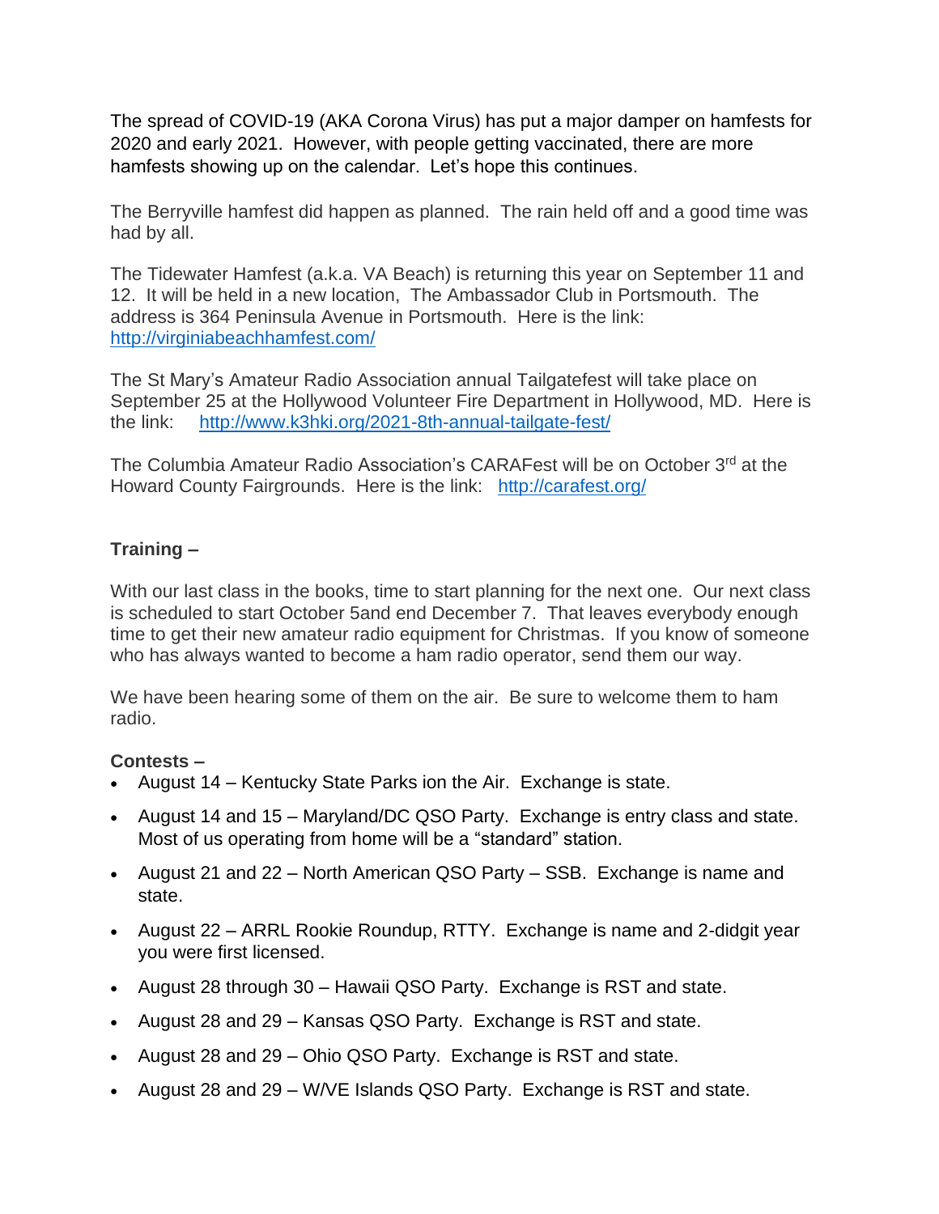The spread of COVID-19 (AKA Corona Virus) has put a major damper on hamfests for 2020 and early 2021. However, with people getting vaccinated, there are more hamfests showing up on the calendar. Let's hope this continues.

The Berryville hamfest did happen as planned. The rain held off and a good time was had by all.

The Tidewater Hamfest (a.k.a. VA Beach) is returning this year on September 11 and 12. It will be held in a new location, The Ambassador Club in Portsmouth. The address is 364 Peninsula Avenue in Portsmouth. Here is the link: [http://virginiabeachhamfest.com/](http://virginiabeachhamfest.com/)

The St Mary's Amateur Radio Association annual Tailgatefest will take place on September 25 at the Hollywood Volunteer Fire Department in Hollywood, MD. Here is the link: [http://www.k3hki.org/2021-8th-annual-tailgate-fest/](http://www.k3hki.org/2021-8th-annual-tailgate-fest/)

The Columbia Amateur Radio Association's CARAFest will be on October 3rd at the Howard County Fairgrounds. Here is the link: [http://carafest.org/](http://carafest.org/)

**Training –**

With our last class in the books, time to start planning for the next one. Our next class is scheduled to start October 5and end December 7. That leaves everybody enough time to get their new amateur radio equipment for Christmas. If you know of someone who has always wanted to become a ham radio operator, send them our way.

We have been hearing some of them on the air. Be sure to welcome them to ham radio.

**Contests –**

- August 14 – Kentucky State Parks ion the Air. Exchange is state.
- August 14 and 15 – Maryland/DC QSO Party. Exchange is entry class and state. Most of us operating from home will be a "standard" station.
- August 21 and 22 – North American QSO Party – SSB. Exchange is name and state.
- August 22 – ARRL Rookie Roundup, RTTY. Exchange is name and 2-didgit year you were first licensed.
- August 28 through 30 – Hawaii QSO Party. Exchange is RST and state.
- August 28 and 29 – Kansas QSO Party. Exchange is RST and state.
- August 28 and 29 – Ohio QSO Party. Exchange is RST and state.
- August 28 and 29 – W/VE Islands QSO Party. Exchange is RST and state.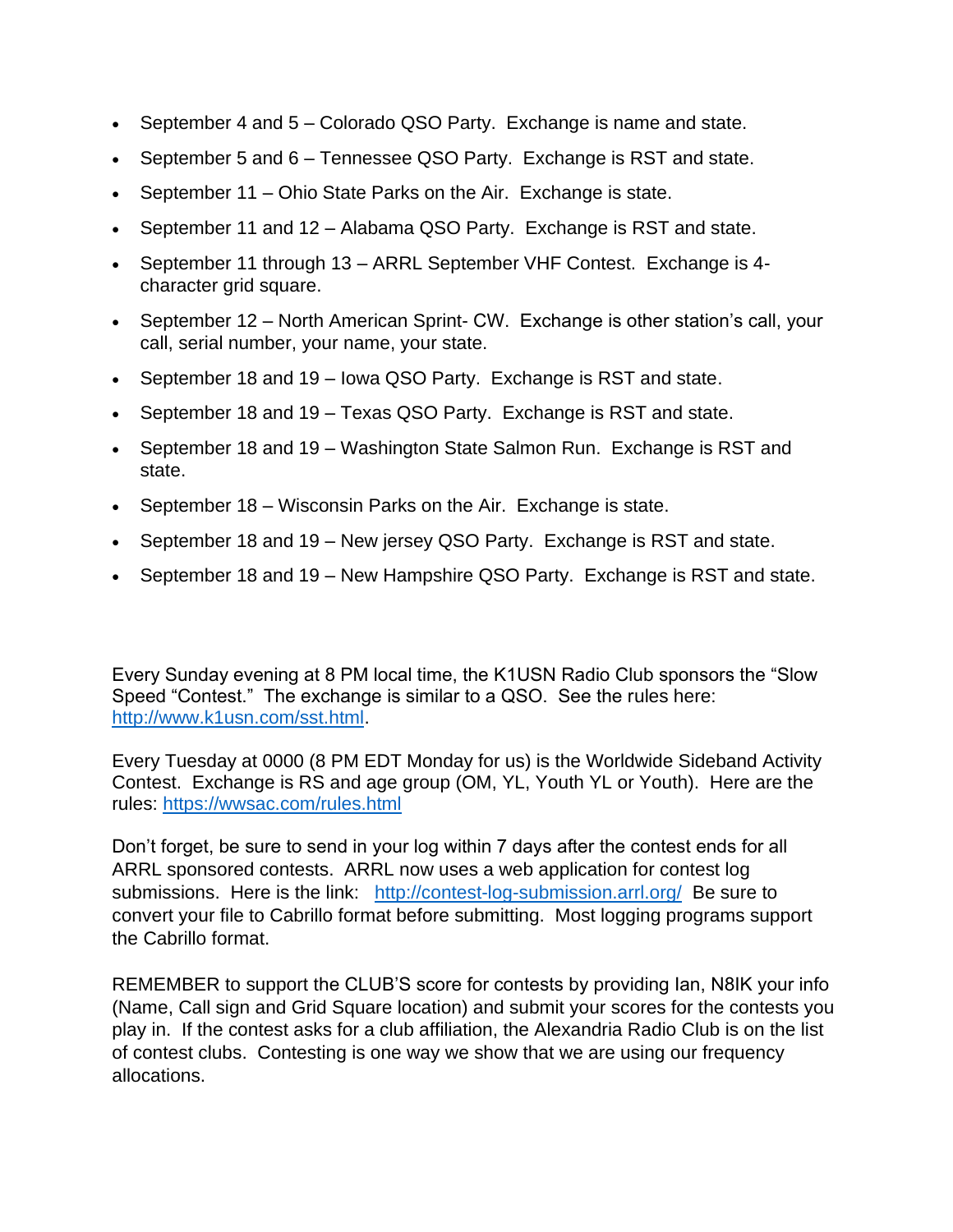- September 4 and 5 – Colorado QSO Party. Exchange is name and state.
- September 5 and 6 – Tennessee QSO Party. Exchange is RST and state.
- September 11 – Ohio State Parks on the Air. Exchange is state.
- September 11 and 12 – Alabama QSO Party. Exchange is RST and state.
- September 11 through 13 – ARRL September VHF Contest. Exchange is 4-character grid square.
- September 12 – North American Sprint- CW. Exchange is other station's call, your call, serial number, your name, your state.
- September 18 and 19 – Iowa QSO Party. Exchange is RST and state.
- September 18 and 19 – Texas QSO Party. Exchange is RST and state.
- September 18 and 19 – Washington State Salmon Run. Exchange is RST and state.
- September 18 – Wisconsin Parks on the Air. Exchange is state.
- September 18 and 19 – New jersey QSO Party. Exchange is RST and state.
- September 18 and 19 – New Hampshire QSO Party. Exchange is RST and state.

Every Sunday evening at 8 PM local time, the K1USN Radio Club sponsors the "Slow Speed "Contest." The exchange is similar to a QSO. See the rules here: http://www.k1usn.com/sst.html.

Every Tuesday at 0000 (8 PM EDT Monday for us) is the Worldwide Sideband Activity Contest. Exchange is RS and age group (OM, YL, Youth YL or Youth). Here are the rules: https://wwsac.com/rules.html

Don't forget, be sure to send in your log within 7 days after the contest ends for all ARRL sponsored contests. ARRL now uses a web application for contest log submissions. Here is the link: http://contest-log-submission.arrl.org/ Be sure to convert your file to Cabrillo format before submitting. Most logging programs support the Cabrillo format.

REMEMBER to support the CLUB'S score for contests by providing Ian, N8IK your info (Name, Call sign and Grid Square location) and submit your scores for the contests you play in. If the contest asks for a club affiliation, the Alexandria Radio Club is on the list of contest clubs. Contesting is one way we show that we are using our frequency allocations.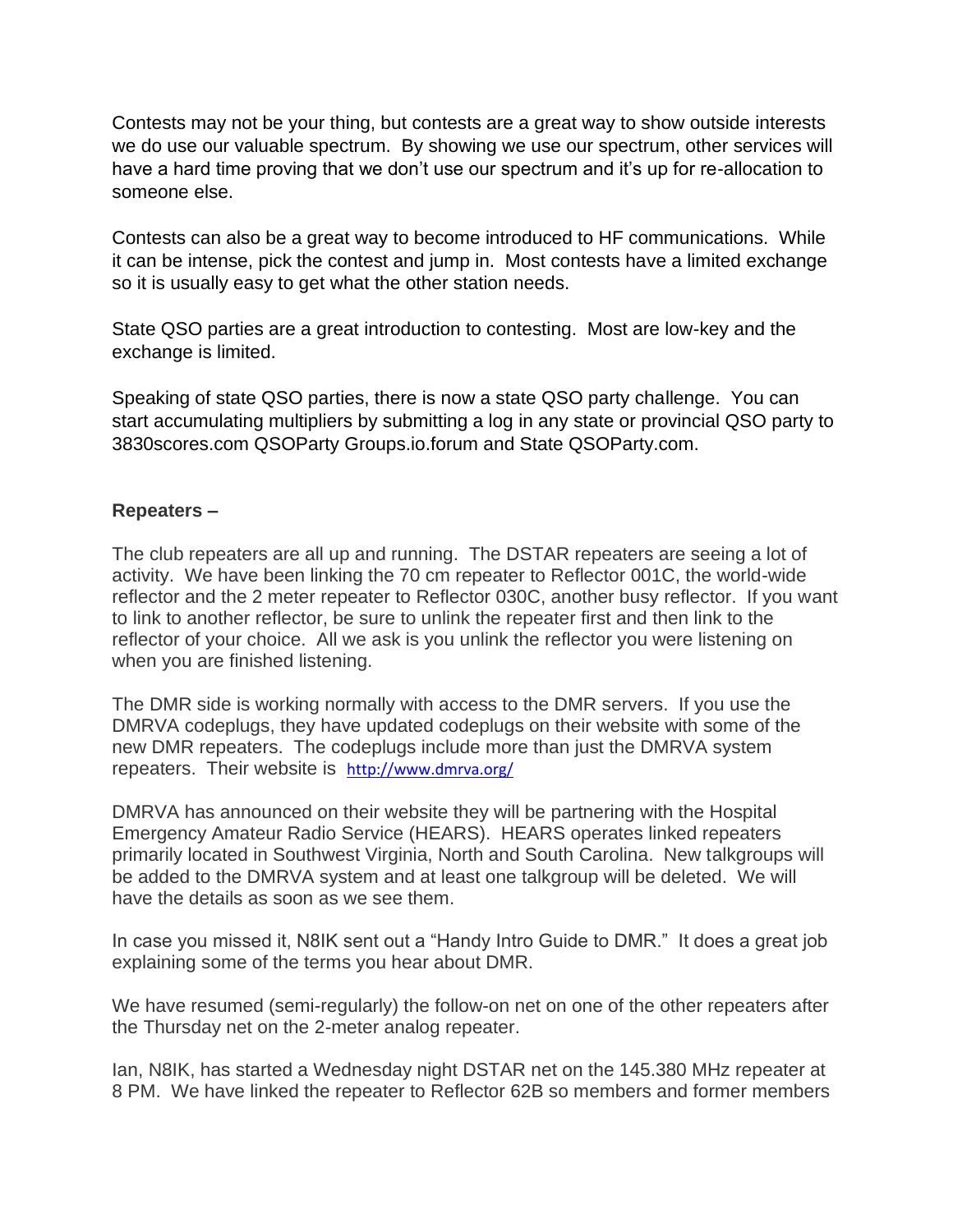Contests may not be your thing, but contests are a great way to show outside interests we do use our valuable spectrum. By showing we use our spectrum, other services will have a hard time proving that we don't use our spectrum and it's up for re-allocation to someone else.

Contests can also be a great way to become introduced to HF communications. While it can be intense, pick the contest and jump in. Most contests have a limited exchange so it is usually easy to get what the other station needs.

State QSO parties are a great introduction to contesting. Most are low-key and the exchange is limited.

Speaking of state QSO parties, there is now a state QSO party challenge. You can start accumulating multipliers by submitting a log in any state or provincial QSO party to 3830scores.com QSOParty Groups.io.forum and State QSOParty.com.

**Repeaters –**

The club repeaters are all up and running. The DSTAR repeaters are seeing a lot of activity. We have been linking the 70 cm repeater to Reflector 001C, the world-wide reflector and the 2 meter repeater to Reflector 030C, another busy reflector. If you want to link to another reflector, be sure to unlink the repeater first and then link to the reflector of your choice. All we ask is you unlink the reflector you were listening on when you are finished listening.

The DMR side is working normally with access to the DMR servers. If you use the DMRVA codeplugs, they have updated codeplugs on their website with some of the new DMR repeaters. The codeplugs include more than just the DMRVA system repeaters. Their website is http://www.dmrva.org/

DMRVA has announced on their website they will be partnering with the Hospital Emergency Amateur Radio Service (HEARS). HEARS operates linked repeaters primarily located in Southwest Virginia, North and South Carolina. New talkgroups will be added to the DMRVA system and at least one talkgroup will be deleted. We will have the details as soon as we see them.

In case you missed it, N8IK sent out a "Handy Intro Guide to DMR." It does a great job explaining some of the terms you hear about DMR.

We have resumed (semi-regularly) the follow-on net on one of the other repeaters after the Thursday net on the 2-meter analog repeater.

Ian, N8IK, has started a Wednesday night DSTAR net on the 145.380 MHz repeater at 8 PM. We have linked the repeater to Reflector 62B so members and former members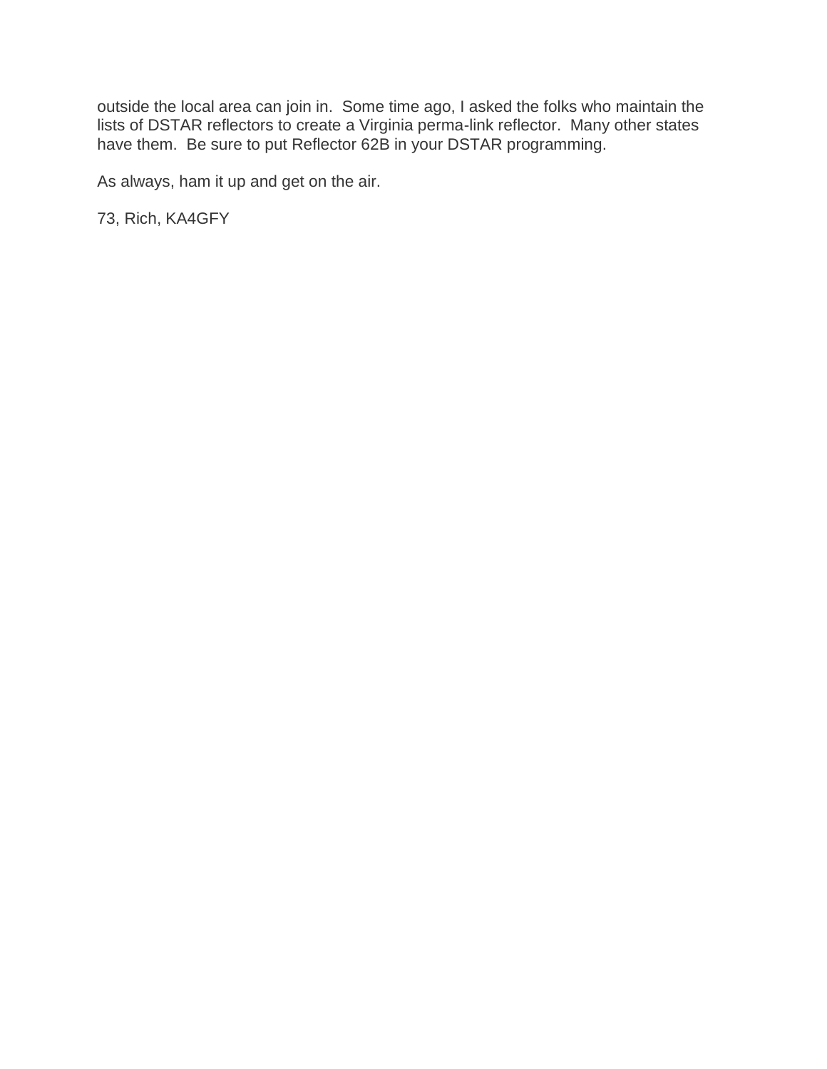outside the local area can join in.  Some time ago, I asked the folks who maintain the lists of DSTAR reflectors to create a Virginia perma-link reflector.  Many other states have them.  Be sure to put Reflector 62B in your DSTAR programming.

As always, ham it up and get on the air.

73, Rich, KA4GFY